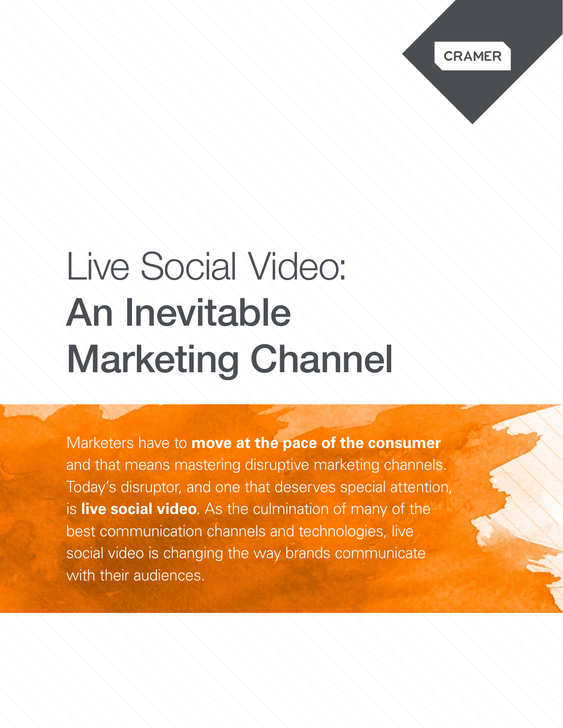CRAMER

# Live Social Video: **An Inevitable Marketing Channel**

Marketers have to **move at the pace of the consumer** and that means mastering disruptive marketing channels. Today's disruptor, and one that deserves special attention, is **live social video**. As the culmination of many of the best communication channels and technologies, live social video is changing the way brands communicate with their audiences.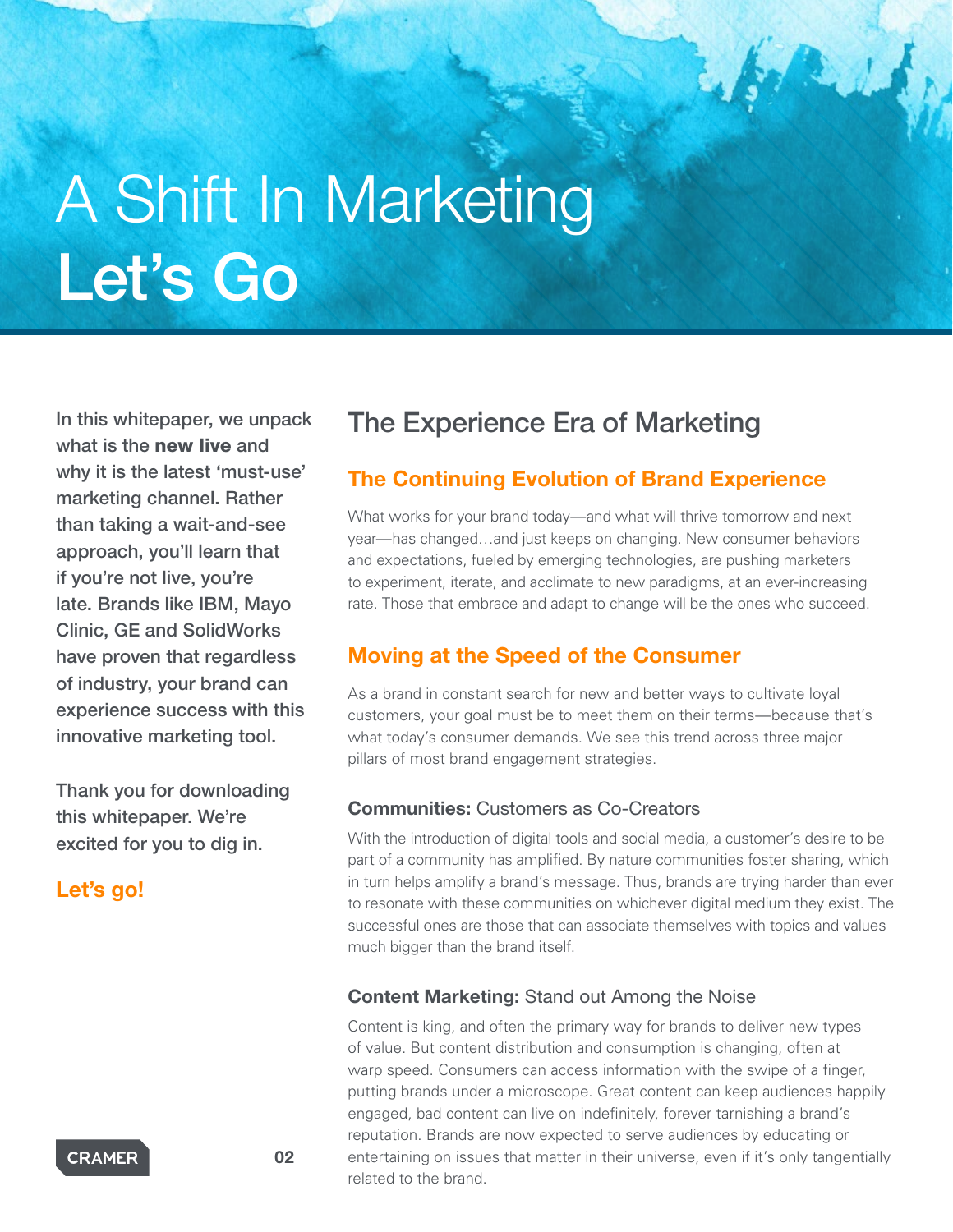# A Shift In Marketing **Let's Go**

In this whitepaper, we unpack what is the **new live** and why it is the latest 'must-use' marketing channel. Rather than taking a wait-and-see approach, you'll learn that if you're not live, you're late. Brands like IBM, Mayo Clinic, GE and SolidWorks have proven that regardless of industry, your brand can experience success with this innovative marketing tool.

Thank you for downloading this whitepaper. We're excited for you to dig in.

**Let's go!**

## The Experience Era of Marketing

### The Continuing Evolution of Brand Experience

What works for your brand today—and what will thrive tomorrow and next year—has changed…and just keeps on changing. New consumer behaviors and expectations, fueled by emerging technologies, are pushing marketers to experiment, iterate, and acclimate to new paradigms, at an ever-increasing rate. Those that embrace and adapt to change will be the ones who succeed.

### Moving at the Speed of the Consumer

As a brand in constant search for new and better ways to cultivate loyal customers, your goal must be to meet them on their terms—because that's what today's consumer demands. We see this trend across three major pillars of most brand engagement strategies.

#### **Communities:** Customers as Co-Creators

With the introduction of digital tools and social media, a customer's desire to be part of a community has amplified. By nature communities foster sharing, which in turn helps amplify a brand's message. Thus, brands are trying harder than ever to resonate with these communities on whichever digital medium they exist. The successful ones are those that can associate themselves with topics and values much bigger than the brand itself.

#### **Content Marketing:** Stand out Among the Noise

Content is king, and often the primary way for brands to deliver new types of value. But content distribution and consumption is changing, often at warp speed. Consumers can access information with the swipe of a finger, putting brands under a microscope. Great content can keep audiences happily engaged, bad content can live on indefinitely, forever tarnishing a brand's reputation. Brands are now expected to serve audiences by educating or entertaining on issues that matter in their universe, even if it's only tangentially related to the brand.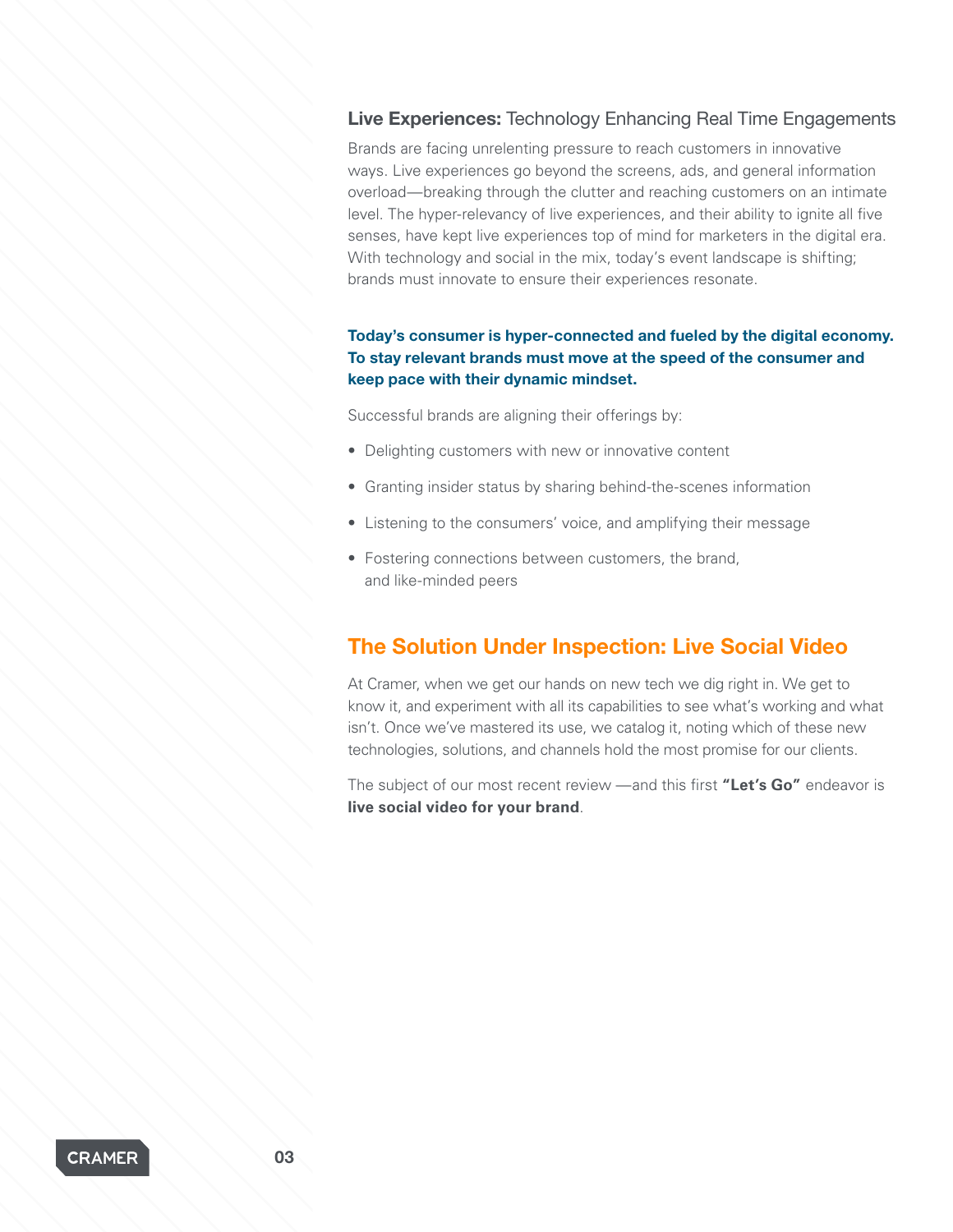## **Live Experiences:** Technology Enhancing Real Time Engagements

Brands are facing unrelenting pressure to reach customers in innovative ways. Live experiences go beyond the screens, ads, and general information overload—breaking through the clutter and reaching customers on an intimate level. The hyper-relevancy of live experiences, and their ability to ignite all five senses, have kept live experiences top of mind for marketers in the digital era. With technology and social in the mix, today's event landscape is shifting; brands must innovate to ensure their experiences resonate.

**Today's consumer is hyper-connected and fueled by the digital economy. To stay relevant brands must move at the speed of the consumer and keep pace with their dynamic mindset.**

Successful brands are aligning their offerings by:

- Delighting customers with new or innovative content
- Granting insider status by sharing behind-the-scenes information
- Listening to the consumers' voice, and amplifying their message
- Fostering connections between customers, the brand, and like-minded peers

## The Solution Under Inspection: Live Social Video

At Cramer, when we get our hands on new tech we dig right in. We get to know it, and experiment with all its capabilities to see what's working and what isn't. Once we've mastered its use, we catalog it, noting which of these new technologies, solutions, and channels hold the most promise for our clients.

The subject of our most recent review —and this first **"Let's Go"** endeavor is **live social video for your brand**.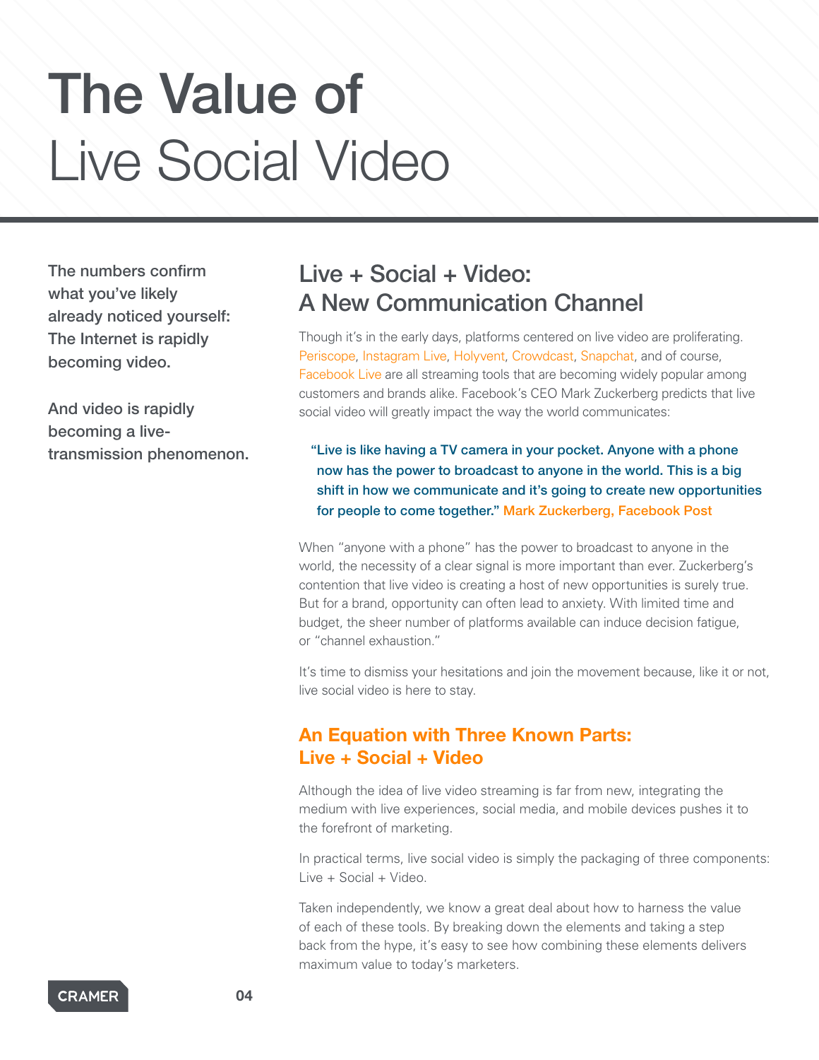# The Value of Live Social Video

**The numbers confirm what you've likely already noticed yourself: The Internet is rapidly becoming video.**

**And video is rapidly becoming a live-transmission phenomenon.**

## Live + Social + Video: A New Communication Channel

Though it's in the early days, platforms centered on live video are proliferating. Periscope, Instagram Live, Holyvent, Crowdcast, Snapchat, and of course, Facebook Live are all streaming tools that are becoming widely popular among customers and brands alike. Facebook's CEO Mark Zuckerberg predicts that live social video will greatly impact the way the world communicates:

> **"Live is like having a TV camera in your pocket. Anyone with a phone now has the power to broadcast to anyone in the world. This is a big shift in how we communicate and it's going to create new opportunities for people to come together."** Mark Zuckerberg, Facebook Post

When "anyone with a phone" has the power to broadcast to anyone in the world, the necessity of a clear signal is more important than ever. Zuckerberg's contention that live video is creating a host of new opportunities is surely true. But for a brand, opportunity can often lead to anxiety. With limited time and budget, the sheer number of platforms available can induce decision fatigue, or "channel exhaustion."

It's time to dismiss your hesitations and join the movement because, like it or not, live social video is here to stay.

### An Equation with Three Known Parts: Live + Social + Video

Although the idea of live video streaming is far from new, integrating the medium with live experiences, social media, and mobile devices pushes it to the forefront of marketing.

In practical terms, live social video is simply the packaging of three components: Live + Social + Video.

Taken independently, we know a great deal about how to harness the value of each of these tools. By breaking down the elements and taking a step back from the hype, it's easy to see how combining these elements delivers maximum value to today's marketers.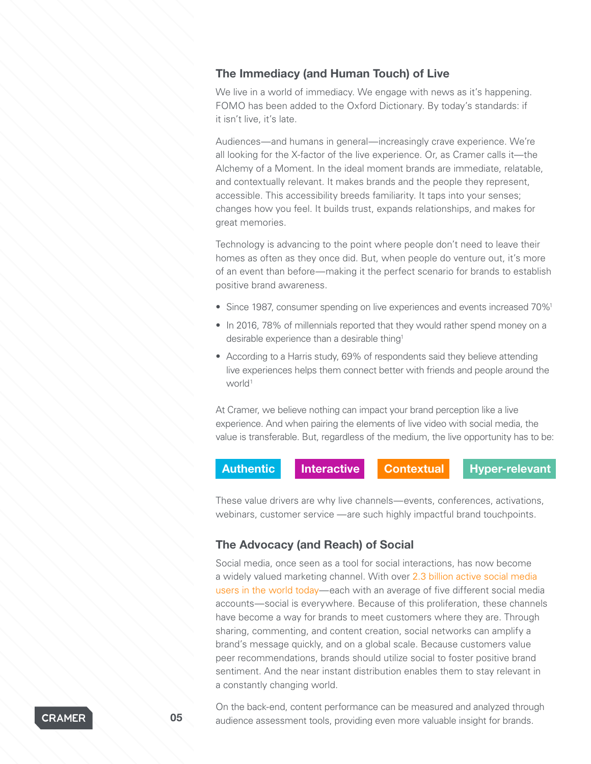### The Immediacy (and Human Touch) of Live

We live in a world of immediacy. We engage with news as it's happening. FOMO has been added to the Oxford Dictionary. By today's standards: if it isn't live, it's late.

Audiences—and humans in general—increasingly crave experience. We're all looking for the X-factor of the live experience. Or, as Cramer calls it—the Alchemy of a Moment. In the ideal moment brands are immediate, relatable, and contextually relevant. It makes brands and the people they represent, accessible. This accessibility breeds familiarity. It taps into your senses; changes how you feel. It builds trust, expands relationships, and makes for great memories.

Technology is advancing to the point where people don't need to leave their homes as often as they once did. But, when people do venture out, it's more of an event than before—making it the perfect scenario for brands to establish positive brand awareness.

- Since 1987, consumer spending on live experiences and events increased 70%[1]
- In 2016, 78% of millennials reported that they would rather spend money on a desirable experience than a desirable thing[1]
- According to a Harris study, 69% of respondents said they believe attending live experiences helps them connect better with friends and people around the world[1]

At Cramer, we believe nothing can impact your brand perception like a live experience. And when pairing the elements of live video with social media, the value is transferable. But, regardless of the medium, the live opportunity has to be:

**Authentic** **Interactive** **Contextual** **Hyper-relevant**

These value drivers are why live channels—events, conferences, activations, webinars, customer service —are such highly impactful brand touchpoints.

### The Advocacy (and Reach) of Social

Social media, once seen as a tool for social interactions, has now become a widely valued marketing channel. With over 2.3 billion active social media users in the world today—each with an average of five different social media accounts—social is everywhere. Because of this proliferation, these channels have become a way for brands to meet customers where they are. Through sharing, commenting, and content creation, social networks can amplify a brand's message quickly, and on a global scale. Because customers value peer recommendations, brands should utilize social to foster positive brand sentiment. And the near instant distribution enables them to stay relevant in a constantly changing world.

On the back-end, content performance can be measured and analyzed through audience assessment tools, providing even more valuable insight for brands.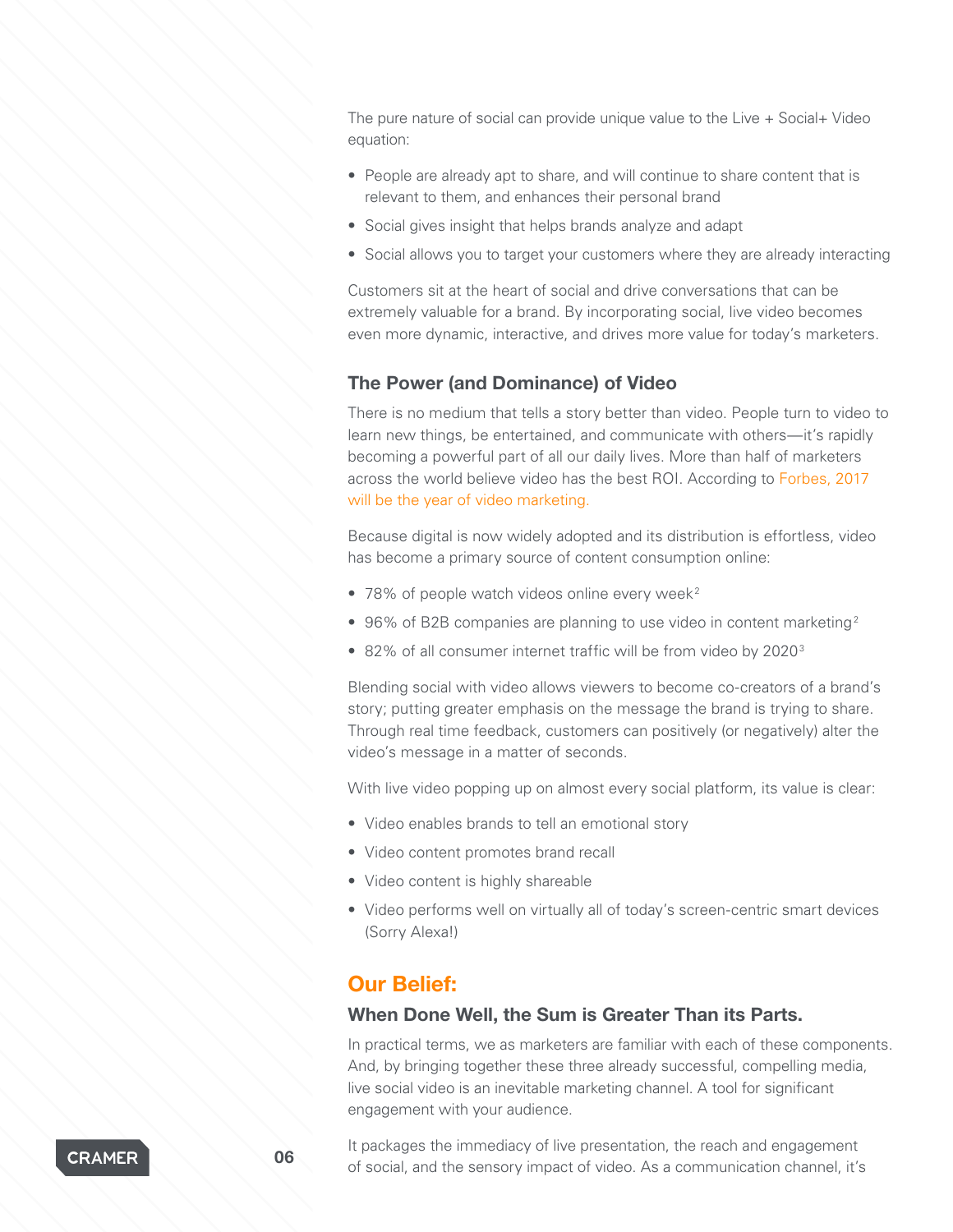The pure nature of social can provide unique value to the Live + Social+ Video equation:

- People are already apt to share, and will continue to share content that is relevant to them, and enhances their personal brand
- Social gives insight that helps brands analyze and adapt
- Social allows you to target your customers where they are already interacting

Customers sit at the heart of social and drive conversations that can be extremely valuable for a brand. By incorporating social, live video becomes even more dynamic, interactive, and drives more value for today's marketers.

### The Power (and Dominance) of Video

There is no medium that tells a story better than video. People turn to video to learn new things, be entertained, and communicate with others—it's rapidly becoming a powerful part of all our daily lives. More than half of marketers across the world believe video has the best ROI. According to Forbes, 2017 will be the year of video marketing.

Because digital is now widely adopted and its distribution is effortless, video has become a primary source of content consumption online:

- 78% of people watch videos online every week[2]
- 96% of B2B companies are planning to use video in content marketing[2]
- 82% of all consumer internet traffic will be from video by 2020[3]

Blending social with video allows viewers to become co-creators of a brand's story; putting greater emphasis on the message the brand is trying to share. Through real time feedback, customers can positively (or negatively) alter the video's message in a matter of seconds.

With live video popping up on almost every social platform, its value is clear:

- Video enables brands to tell an emotional story
- Video content promotes brand recall
- Video content is highly shareable
- Video performs well on virtually all of today's screen-centric smart devices (Sorry Alexa!)

## Our Belief:

### When Done Well, the Sum is Greater Than its Parts.

In practical terms, we as marketers are familiar with each of these components. And, by bringing together these three already successful, compelling media, live social video is an inevitable marketing channel. A tool for significant engagement with your audience.

It packages the immediacy of live presentation, the reach and engagement of social, and the sensory impact of video. As a communication channel, it's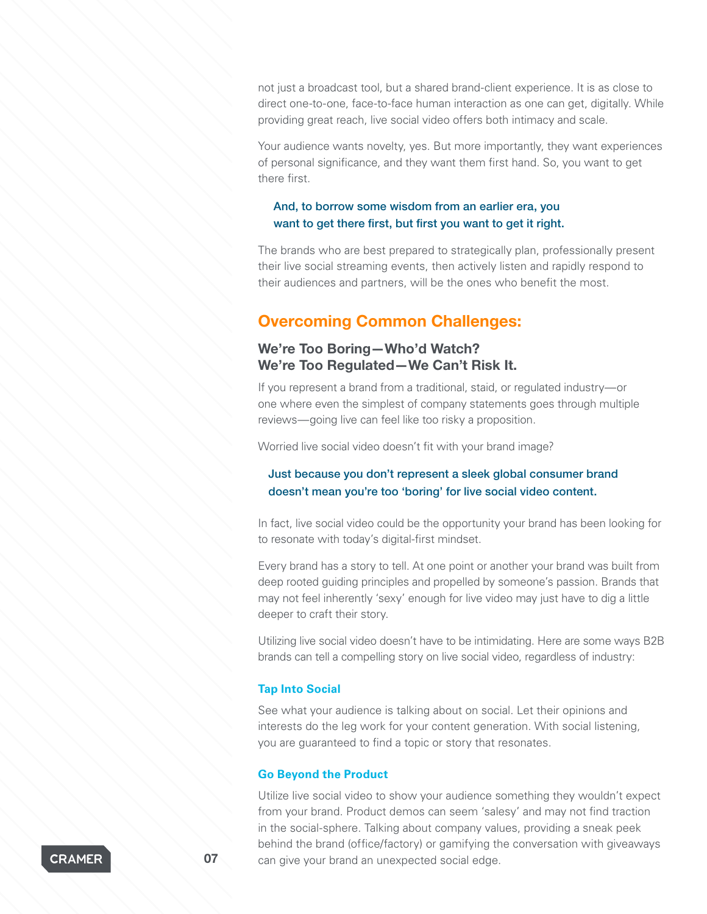not just a broadcast tool, but a shared brand-client experience. It is as close to direct one-to-one, face-to-face human interaction as one can get, digitally. While providing great reach, live social video offers both intimacy and scale.

Your audience wants novelty, yes. But more importantly, they want experiences of personal significance, and they want them first hand. So, you want to get there first.

**And, to borrow some wisdom from an earlier era, you want to get there first, but first you want to get it right.**

The brands who are best prepared to strategically plan, professionally present their live social streaming events, then actively listen and rapidly respond to their audiences and partners, will be the ones who benefit the most.

## Overcoming Common Challenges:

### We're Too Boring—Who'd Watch? We're Too Regulated—We Can't Risk It.

If you represent a brand from a traditional, staid, or regulated industry—or one where even the simplest of company statements goes through multiple reviews—going live can feel like too risky a proposition.

Worried live social video doesn't fit with your brand image?

**Just because you don't represent a sleek global consumer brand doesn't mean you're too 'boring' for live social video content.**

In fact, live social video could be the opportunity your brand has been looking for to resonate with today's digital-first mindset.

Every brand has a story to tell. At one point or another your brand was built from deep rooted guiding principles and propelled by someone's passion. Brands that may not feel inherently 'sexy' enough for live video may just have to dig a little deeper to craft their story.

Utilizing live social video doesn't have to be intimidating. Here are some ways B2B brands can tell a compelling story on live social video, regardless of industry:

#### Tap Into Social

See what your audience is talking about on social. Let their opinions and interests do the leg work for your content generation. With social listening, you are guaranteed to find a topic or story that resonates.

#### Go Beyond the Product

Utilize live social video to show your audience something they wouldn't expect from your brand. Product demos can seem 'salesy' and may not find traction in the social-sphere. Talking about company values, providing a sneak peek behind the brand (office/factory) or gamifying the conversation with giveaways can give your brand an unexpected social edge.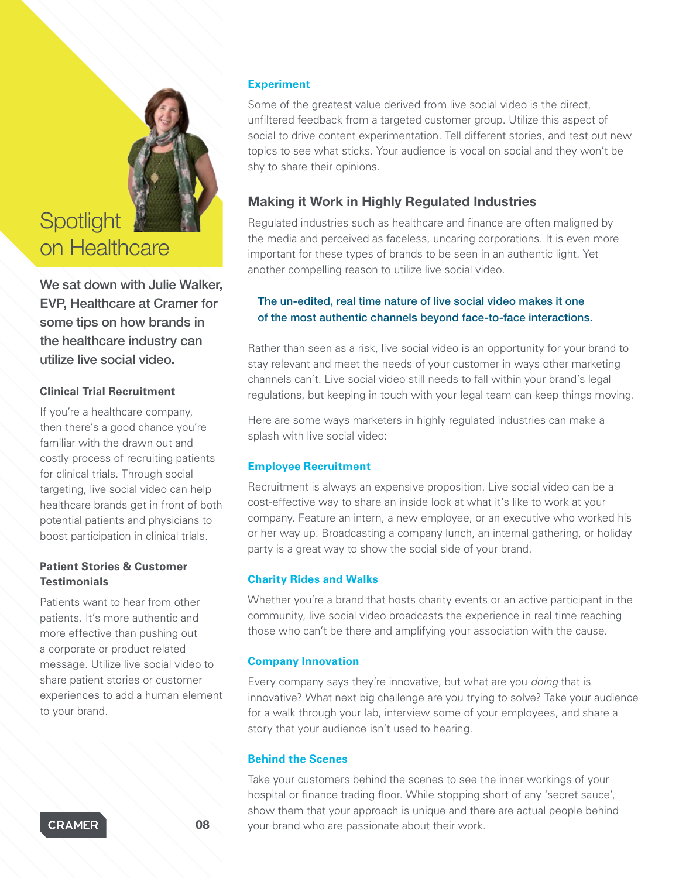# Spotlight on Healthcare

**We sat down with Julie Walker, EVP, Healthcare at Cramer for some tips on how brands in the healthcare industry can utilize live social video.**

### Clinical Trial Recruitment

If you're a healthcare company, then there's a good chance you're familiar with the drawn out and costly process of recruiting patients for clinical trials. Through social targeting, live social video can help healthcare brands get in front of both potential patients and physicians to boost participation in clinical trials.

### Patient Stories & Customer Testimonials

Patients want to hear from other patients. It's more authentic and more effective than pushing out a corporate or product related message. Utilize live social video to share patient stories or customer experiences to add a human element to your brand.

### Experiment

Some of the greatest value derived from live social video is the direct, unfiltered feedback from a targeted customer group. Utilize this aspect of social to drive content experimentation. Tell different stories, and test out new topics to see what sticks. Your audience is vocal on social and they won't be shy to share their opinions.

## Making it Work in Highly Regulated Industries

Regulated industries such as healthcare and finance are often maligned by the media and perceived as faceless, uncaring corporations. It is even more important for these types of brands to be seen in an authentic light. Yet another compelling reason to utilize live social video.

> **The un-edited, real time nature of live social video makes it one of the most authentic channels beyond face-to-face interactions.**

Rather than seen as a risk, live social video is an opportunity for your brand to stay relevant and meet the needs of your customer in ways other marketing channels can't. Live social video still needs to fall within your brand's legal regulations, but keeping in touch with your legal team can keep things moving.

Here are some ways marketers in highly regulated industries can make a splash with live social video:

### Employee Recruitment

Recruitment is always an expensive proposition. Live social video can be a cost-effective way to share an inside look at what it's like to work at your company. Feature an intern, a new employee, or an executive who worked his or her way up. Broadcasting a company lunch, an internal gathering, or holiday party is a great way to show the social side of your brand.

### Charity Rides and Walks

Whether you're a brand that hosts charity events or an active participant in the community, live social video broadcasts the experience in real time reaching those who can't be there and amplifying your association with the cause.

### Company Innovation

Every company says they're innovative, but what are you *doing* that is innovative? What next big challenge are you trying to solve? Take your audience for a walk through your lab, interview some of your employees, and share a story that your audience isn't used to hearing.

### Behind the Scenes

Take your customers behind the scenes to see the inner workings of your hospital or finance trading floor. While stopping short of any 'secret sauce', show them that your approach is unique and there are actual people behind your brand who are passionate about their work.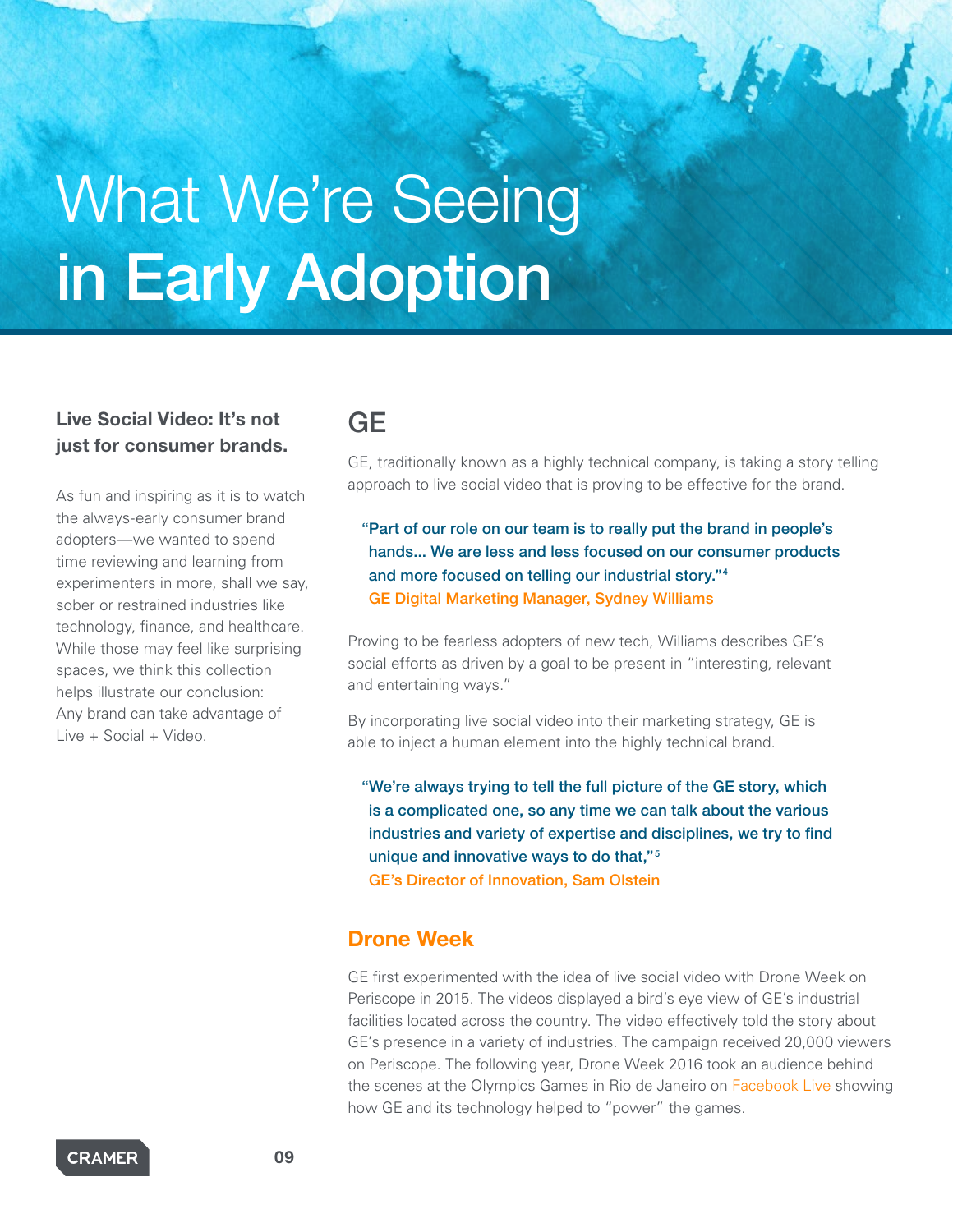# What We're Seeing in Early Adoption

**Live Social Video: It's not just for consumer brands.**

As fun and inspiring as it is to watch the always-early consumer brand adopters—we wanted to spend time reviewing and learning from experimenters in more, shall we say, sober or restrained industries like technology, finance, and healthcare. While those may feel like surprising spaces, we think this collection helps illustrate our conclusion: Any brand can take advantage of Live + Social + Video.

## GE

GE, traditionally known as a highly technical company, is taking a story telling approach to live social video that is proving to be effective for the brand.

> **"Part of our role on our team is to really put the brand in people's hands... We are less and less focused on our consumer products and more focused on telling our industrial story."[4]**
> **GE Digital Marketing Manager, Sydney Williams**

Proving to be fearless adopters of new tech, Williams describes GE's social efforts as driven by a goal to be present in "interesting, relevant and entertaining ways."

By incorporating live social video into their marketing strategy, GE is able to inject a human element into the highly technical brand.

> **"We're always trying to tell the full picture of the GE story, which is a complicated one, so any time we can talk about the various industries and variety of expertise and disciplines, we try to find unique and innovative ways to do that,"[5]**
> **GE's Director of Innovation, Sam Olstein**

### Drone Week

GE first experimented with the idea of live social video with Drone Week on Periscope in 2015. The videos displayed a bird's eye view of GE's industrial facilities located across the country. The video effectively told the story about GE's presence in a variety of industries. The campaign received 20,000 viewers on Periscope. The following year, Drone Week 2016 took an audience behind the scenes at the Olympics Games in Rio de Janeiro on Facebook Live showing how GE and its technology helped to "power" the games.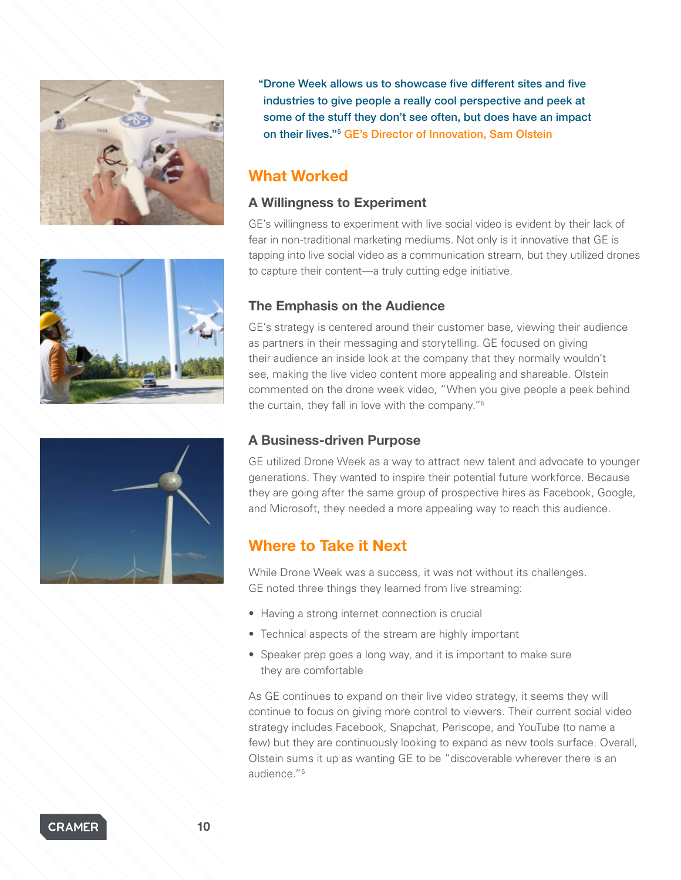"Drone Week allows us to showcase five different sites and five industries to give people a really cool perspective and peek at some of the stuff they don't see often, but does have an impact on their lives."[5] GE's Director of Innovation, Sam Olstein

## What Worked

### A Willingness to Experiment

GE's willingness to experiment with live social video is evident by their lack of fear in non-traditional marketing mediums. Not only is it innovative that GE is tapping into live social video as a communication stream, but they utilized drones to capture their content—a truly cutting edge initiative.

### The Emphasis on the Audience

GE's strategy is centered around their customer base, viewing their audience as partners in their messaging and storytelling. GE focused on giving their audience an inside look at the company that they normally wouldn't see, making the live video content more appealing and shareable. Olstein commented on the drone week video, "When you give people a peek behind the curtain, they fall in love with the company."[5]

### A Business-driven Purpose

GE utilized Drone Week as a way to attract new talent and advocate to younger generations. They wanted to inspire their potential future workforce. Because they are going after the same group of prospective hires as Facebook, Google, and Microsoft, they needed a more appealing way to reach this audience.

## Where to Take it Next

While Drone Week was a success, it was not without its challenges. GE noted three things they learned from live streaming:

- Having a strong internet connection is crucial
- Technical aspects of the stream are highly important
- Speaker prep goes a long way, and it is important to make sure they are comfortable

As GE continues to expand on their live video strategy, it seems they will continue to focus on giving more control to viewers. Their current social video strategy includes Facebook, Snapchat, Periscope, and YouTube (to name a few) but they are continuously looking to expand as new tools surface. Overall, Olstein sums it up as wanting GE to be "discoverable wherever there is an audience."[5]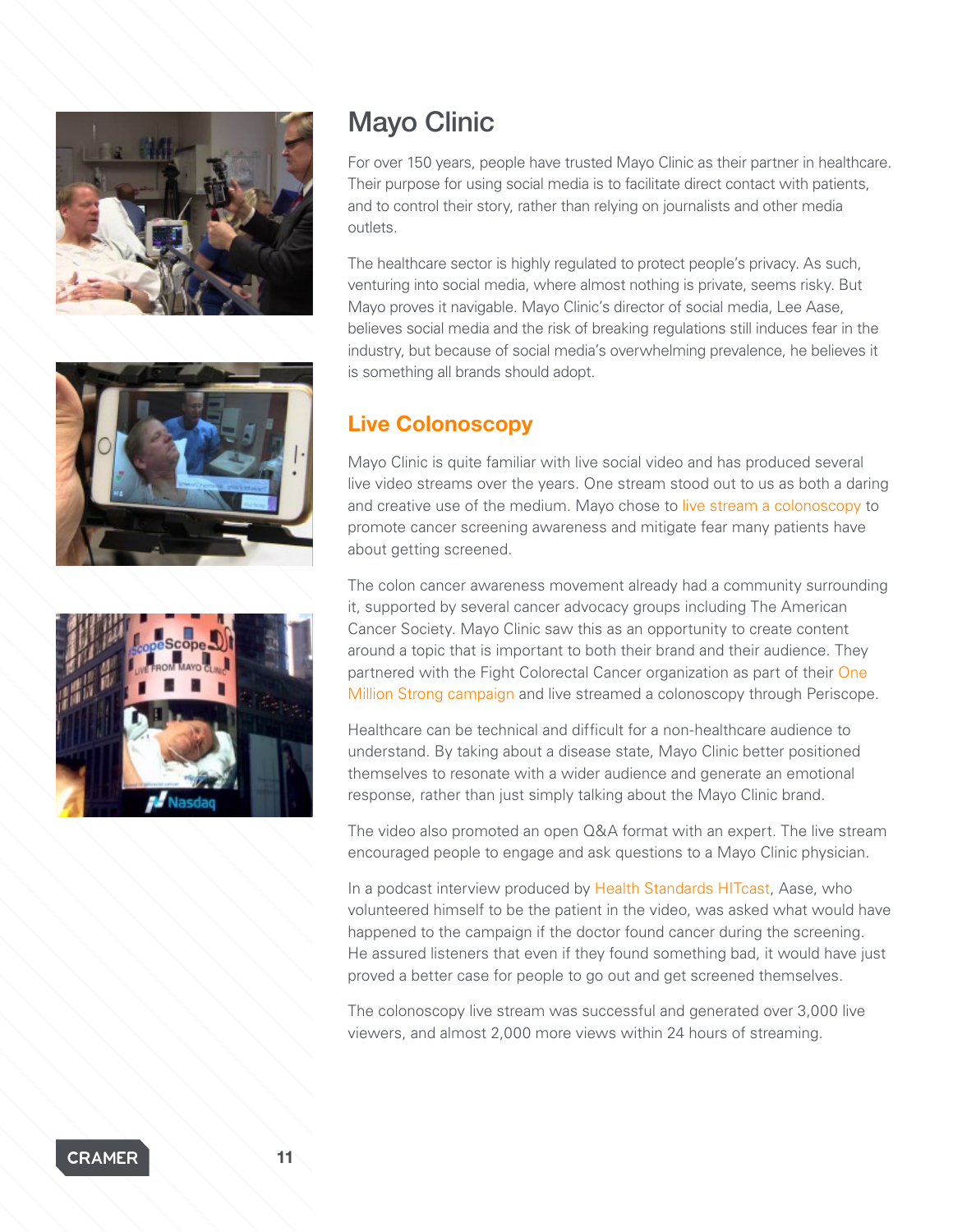# Mayo Clinic

For over 150 years, people have trusted Mayo Clinic as their partner in healthcare. Their purpose for using social media is to facilitate direct contact with patients, and to control their story, rather than relying on journalists and other media outlets.

The healthcare sector is highly regulated to protect people's privacy. As such, venturing into social media, where almost nothing is private, seems risky. But Mayo proves it navigable. Mayo Clinic's director of social media, Lee Aase, believes social media and the risk of breaking regulations still induces fear in the industry, but because of social media's overwhelming prevalence, he believes it is something all brands should adopt.

## Live Colonoscopy

Mayo Clinic is quite familiar with live social video and has produced several live video streams over the years. One stream stood out to us as both a daring and creative use of the medium. Mayo chose to live stream a colonoscopy to promote cancer screening awareness and mitigate fear many patients have about getting screened.

The colon cancer awareness movement already had a community surrounding it, supported by several cancer advocacy groups including The American Cancer Society. Mayo Clinic saw this as an opportunity to create content around a topic that is important to both their brand and their audience. They partnered with the Fight Colorectal Cancer organization as part of their One Million Strong campaign and live streamed a colonoscopy through Periscope.

Healthcare can be technical and difficult for a non-healthcare audience to understand. By taking about a disease state, Mayo Clinic better positioned themselves to resonate with a wider audience and generate an emotional response, rather than just simply talking about the Mayo Clinic brand.

The video also promoted an open Q&A format with an expert. The live stream encouraged people to engage and ask questions to a Mayo Clinic physician.

In a podcast interview produced by Health Standards HITcast, Aase, who volunteered himself to be the patient in the video, was asked what would have happened to the campaign if the doctor found cancer during the screening. He assured listeners that even if they found something bad, it would have just proved a better case for people to go out and get screened themselves.

The colonoscopy live stream was successful and generated over 3,000 live viewers, and almost 2,000 more views within 24 hours of streaming.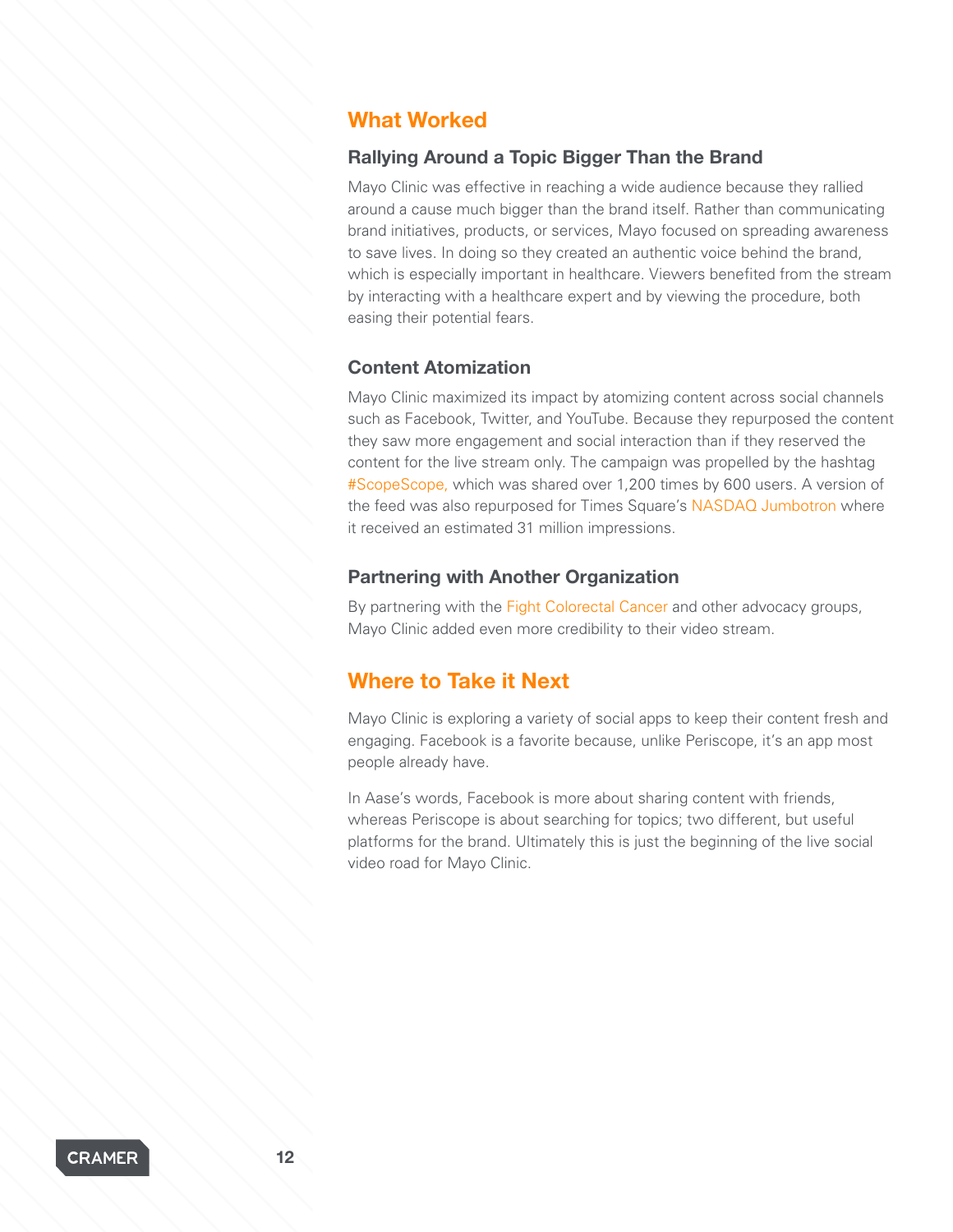## What Worked

### Rallying Around a Topic Bigger Than the Brand

Mayo Clinic was effective in reaching a wide audience because they rallied around a cause much bigger than the brand itself. Rather than communicating brand initiatives, products, or services, Mayo focused on spreading awareness to save lives. In doing so they created an authentic voice behind the brand, which is especially important in healthcare. Viewers benefited from the stream by interacting with a healthcare expert and by viewing the procedure, both easing their potential fears.

### Content Atomization

Mayo Clinic maximized its impact by atomizing content across social channels such as Facebook, Twitter, and YouTube. Because they repurposed the content they saw more engagement and social interaction than if they reserved the content for the live stream only. The campaign was propelled by the hashtag #ScopeScope, which was shared over 1,200 times by 600 users. A version of the feed was also repurposed for Times Square's NASDAQ Jumbotron where it received an estimated 31 million impressions.

### Partnering with Another Organization

By partnering with the Fight Colorectal Cancer and other advocacy groups, Mayo Clinic added even more credibility to their video stream.

## Where to Take it Next

Mayo Clinic is exploring a variety of social apps to keep their content fresh and engaging. Facebook is a favorite because, unlike Periscope, it's an app most people already have.

In Aase's words, Facebook is more about sharing content with friends, whereas Periscope is about searching for topics; two different, but useful platforms for the brand. Ultimately this is just the beginning of the live social video road for Mayo Clinic.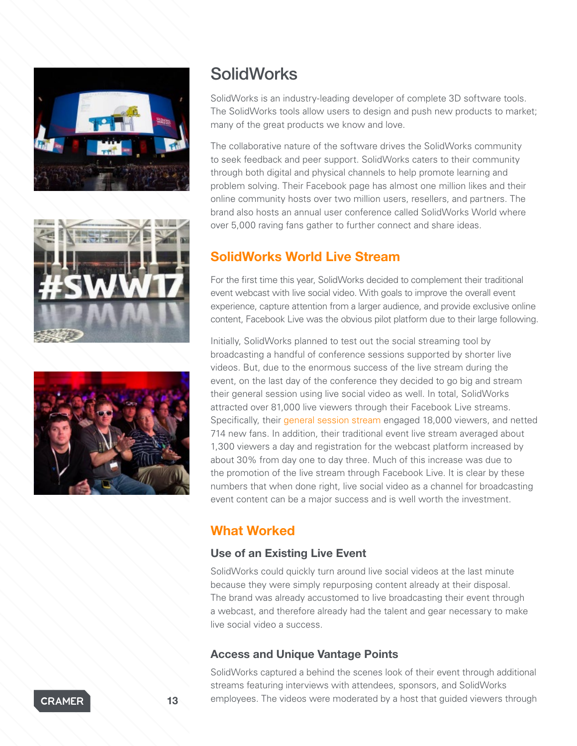# SolidWorks

SolidWorks is an industry-leading developer of complete 3D software tools. The SolidWorks tools allow users to design and push new products to market; many of the great products we know and love.

The collaborative nature of the software drives the SolidWorks community to seek feedback and peer support. SolidWorks caters to their community through both digital and physical channels to help promote learning and problem solving. Their Facebook page has almost one million likes and their online community hosts over two million users, resellers, and partners. The brand also hosts an annual user conference called SolidWorks World where over 5,000 raving fans gather to further connect and share ideas.

## SolidWorks World Live Stream

For the first time this year, SolidWorks decided to complement their traditional event webcast with live social video. With goals to improve the overall event experience, capture attention from a larger audience, and provide exclusive online content, Facebook Live was the obvious pilot platform due to their large following.

Initially, SolidWorks planned to test out the social streaming tool by broadcasting a handful of conference sessions supported by shorter live videos. But, due to the enormous success of the live stream during the event, on the last day of the conference they decided to go big and stream their general session using live social video as well. In total, SolidWorks attracted over 81,000 live viewers through their Facebook Live streams. Specifically, their general session stream engaged 18,000 viewers, and netted 714 new fans. In addition, their traditional event live stream averaged about 1,300 viewers a day and registration for the webcast platform increased by about 30% from day one to day three. Much of this increase was due to the promotion of the live stream through Facebook Live. It is clear by these numbers that when done right, live social video as a channel for broadcasting event content can be a major success and is well worth the investment.

## What Worked

### Use of an Existing Live Event

SolidWorks could quickly turn around live social videos at the last minute because they were simply repurposing content already at their disposal. The brand was already accustomed to live broadcasting their event through a webcast, and therefore already had the talent and gear necessary to make live social video a success.

### Access and Unique Vantage Points

SolidWorks captured a behind the scenes look of their event through additional streams featuring interviews with attendees, sponsors, and SolidWorks employees. The videos were moderated by a host that guided viewers through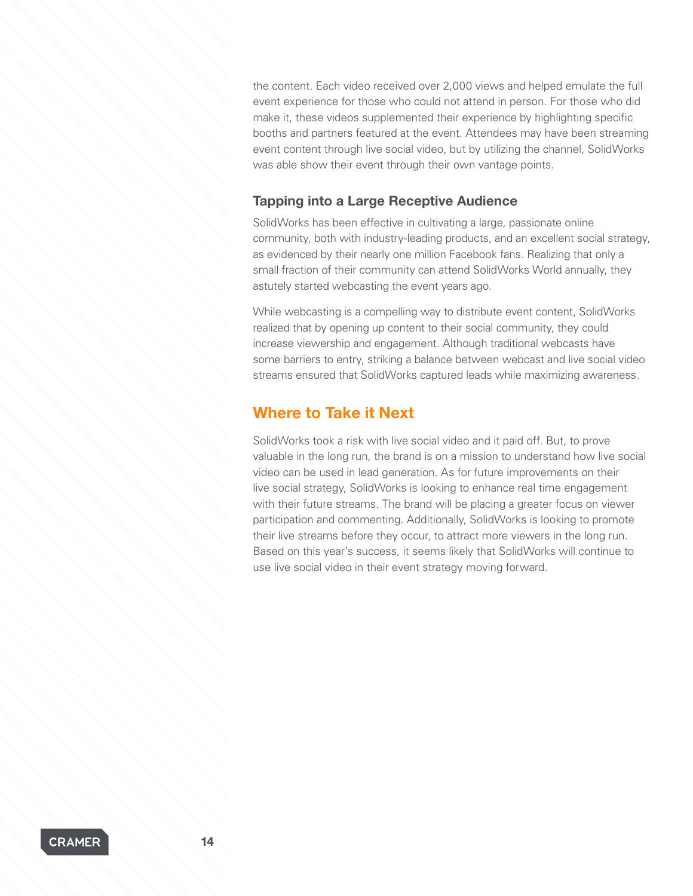the content. Each video received over 2,000 views and helped emulate the full event experience for those who could not attend in person. For those who did make it, these videos supplemented their experience by highlighting specific booths and partners featured at the event. Attendees may have been streaming event content through live social video, but by utilizing the channel, SolidWorks was able show their event through their own vantage points.

### Tapping into a Large Receptive Audience

SolidWorks has been effective in cultivating a large, passionate online community, both with industry-leading products, and an excellent social strategy, as evidenced by their nearly one million Facebook fans. Realizing that only a small fraction of their community can attend SolidWorks World annually, they astutely started webcasting the event years ago.

While webcasting is a compelling way to distribute event content, SolidWorks realized that by opening up content to their social community, they could increase viewership and engagement. Although traditional webcasts have some barriers to entry, striking a balance between webcast and live social video streams ensured that SolidWorks captured leads while maximizing awareness.

## Where to Take it Next

SolidWorks took a risk with live social video and it paid off. But, to prove valuable in the long run, the brand is on a mission to understand how live social video can be used in lead generation. As for future improvements on their live social strategy, SolidWorks is looking to enhance real time engagement with their future streams. The brand will be placing a greater focus on viewer participation and commenting. Additionally, SolidWorks is looking to promote their live streams before they occur, to attract more viewers in the long run. Based on this year's success, it seems likely that SolidWorks will continue to use live social video in their event strategy moving forward.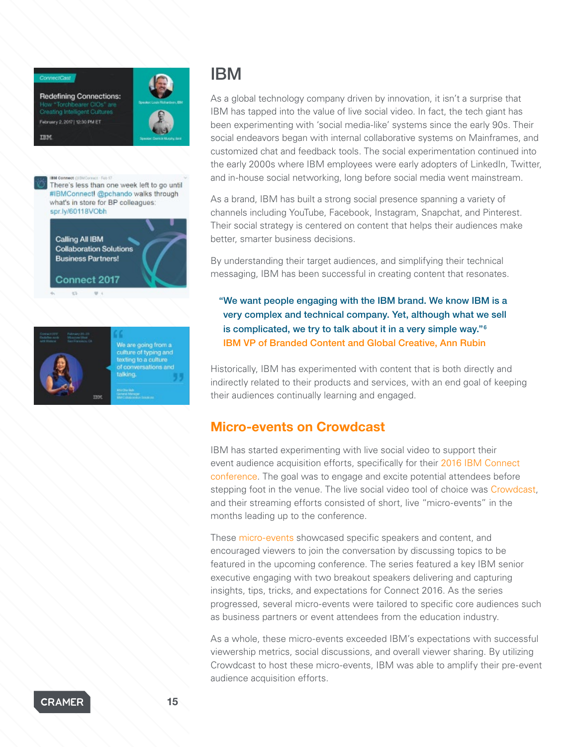# IBM

As a global technology company driven by innovation, it isn't a surprise that IBM has tapped into the value of live social video. In fact, the tech giant has been experimenting with 'social media-like' systems since the early 90s. Their social endeavors began with internal collaborative systems on Mainframes, and customized chat and feedback tools. The social experimentation continued into the early 2000s where IBM employees were early adopters of LinkedIn, Twitter, and in-house social networking, long before social media went mainstream.

As a brand, IBM has built a strong social presence spanning a variety of channels including YouTube, Facebook, Instagram, Snapchat, and Pinterest. Their social strategy is centered on content that helps their audiences make better, smarter business decisions.

By understanding their target audiences, and simplifying their technical messaging, IBM has been successful in creating content that resonates.

> **"We want people engaging with the IBM brand. We know IBM is a very complex and technical company. Yet, although what we sell is complicated, we try to talk about it in a very simple way."[6]**
> **IBM VP of Branded Content and Global Creative, Ann Rubin**

Historically, IBM has experimented with content that is both directly and indirectly related to their products and services, with an end goal of keeping their audiences continually learning and engaged.

## Micro-events on Crowdcast

IBM has started experimenting with live social video to support their event audience acquisition efforts, specifically for their 2016 IBM Connect conference. The goal was to engage and excite potential attendees before stepping foot in the venue. The live social video tool of choice was Crowdcast, and their streaming efforts consisted of short, live "micro-events" in the months leading up to the conference.

These micro-events showcased specific speakers and content, and encouraged viewers to join the conversation by discussing topics to be featured in the upcoming conference. The series featured a key IBM senior executive engaging with two breakout speakers delivering and capturing insights, tips, tricks, and expectations for Connect 2016. As the series progressed, several micro-events were tailored to specific core audiences such as business partners or event attendees from the education industry.

As a whole, these micro-events exceeded IBM's expectations with successful viewership metrics, social discussions, and overall viewer sharing. By utilizing Crowdcast to host these micro-events, IBM was able to amplify their pre-event audience acquisition efforts.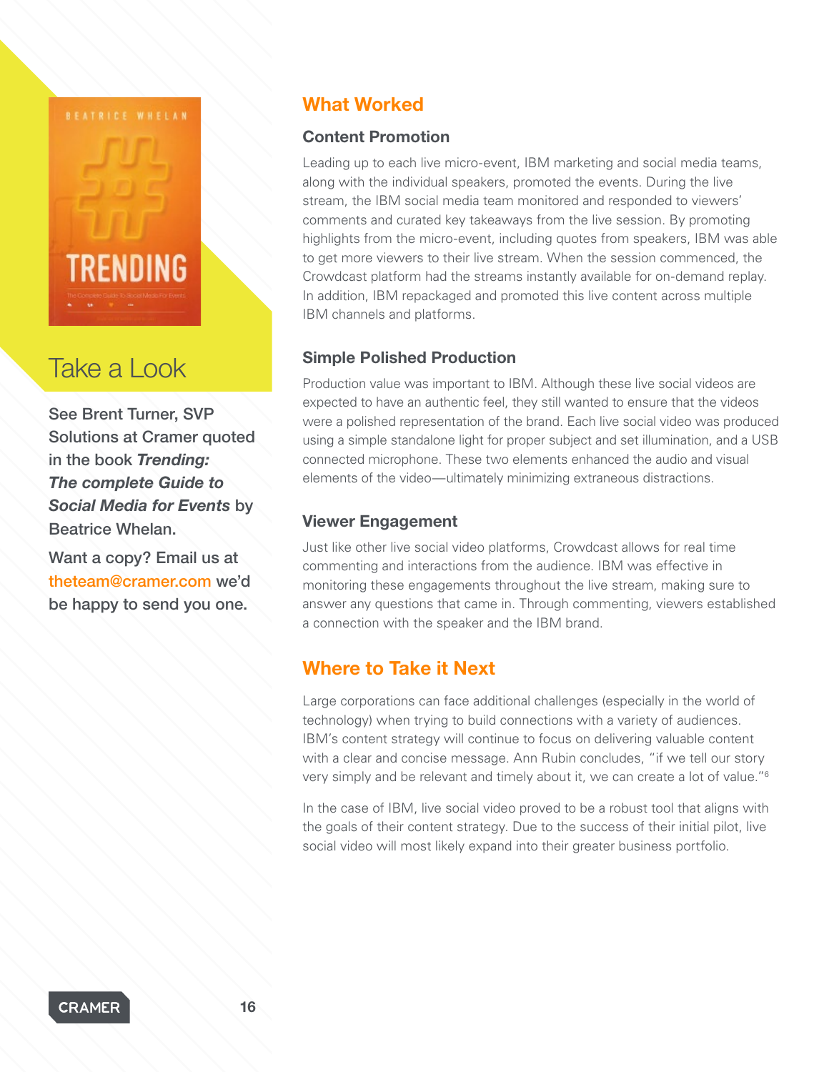## Take a Look

See Brent Turner, SVP Solutions at Cramer quoted in the book ***Trending: The complete Guide to Social Media for Events*** by Beatrice Whelan.

Want a copy? Email us at theteam@cramer.com we'd be happy to send you one.

## What Worked

### Content Promotion

Leading up to each live micro-event, IBM marketing and social media teams, along with the individual speakers, promoted the events. During the live stream, the IBM social media team monitored and responded to viewers' comments and curated key takeaways from the live session. By promoting highlights from the micro-event, including quotes from speakers, IBM was able to get more viewers to their live stream. When the session commenced, the Crowdcast platform had the streams instantly available for on-demand replay. In addition, IBM repackaged and promoted this live content across multiple IBM channels and platforms.

### Simple Polished Production

Production value was important to IBM. Although these live social videos are expected to have an authentic feel, they still wanted to ensure that the videos were a polished representation of the brand. Each live social video was produced using a simple standalone light for proper subject and set illumination, and a USB connected microphone. These two elements enhanced the audio and visual elements of the video—ultimately minimizing extraneous distractions.

### Viewer Engagement

Just like other live social video platforms, Crowdcast allows for real time commenting and interactions from the audience. IBM was effective in monitoring these engagements throughout the live stream, making sure to answer any questions that came in. Through commenting, viewers established a connection with the speaker and the IBM brand.

## Where to Take it Next

Large corporations can face additional challenges (especially in the world of technology) when trying to build connections with a variety of audiences. IBM's content strategy will continue to focus on delivering valuable content with a clear and concise message. Ann Rubin concludes, "if we tell our story very simply and be relevant and timely about it, we can create a lot of value."[6]

In the case of IBM, live social video proved to be a robust tool that aligns with the goals of their content strategy. Due to the success of their initial pilot, live social video will most likely expand into their greater business portfolio.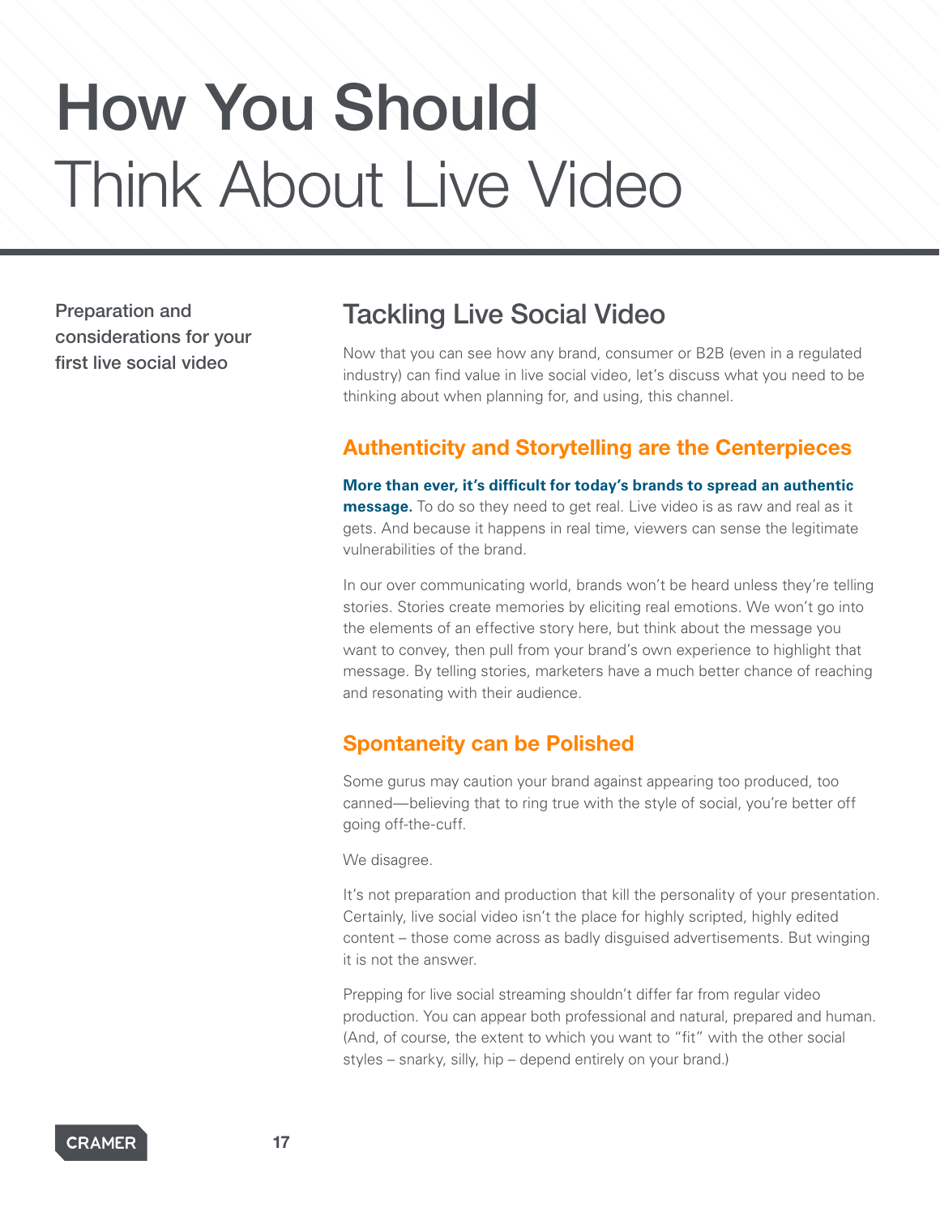# How You Should Think About Live Video

Preparation and considerations for your first live social video

## Tackling Live Social Video

Now that you can see how any brand, consumer or B2B (even in a regulated industry) can find value in live social video, let's discuss what you need to be thinking about when planning for, and using, this channel.

### Authenticity and Storytelling are the Centerpieces

**More than ever, it's difficult for today's brands to spread an authentic message.** To do so they need to get real. Live video is as raw and real as it gets. And because it happens in real time, viewers can sense the legitimate vulnerabilities of the brand.

In our over communicating world, brands won't be heard unless they're telling stories. Stories create memories by eliciting real emotions. We won't go into the elements of an effective story here, but think about the message you want to convey, then pull from your brand's own experience to highlight that message. By telling stories, marketers have a much better chance of reaching and resonating with their audience.

### Spontaneity can be Polished

Some gurus may caution your brand against appearing too produced, too canned—believing that to ring true with the style of social, you're better off going off-the-cuff.

We disagree.

It's not preparation and production that kill the personality of your presentation. Certainly, live social video isn't the place for highly scripted, highly edited content – those come across as badly disguised advertisements. But winging it is not the answer.

Prepping for live social streaming shouldn't differ far from regular video production. You can appear both professional and natural, prepared and human. (And, of course, the extent to which you want to "fit" with the other social styles – snarky, silly, hip – depend entirely on your brand.)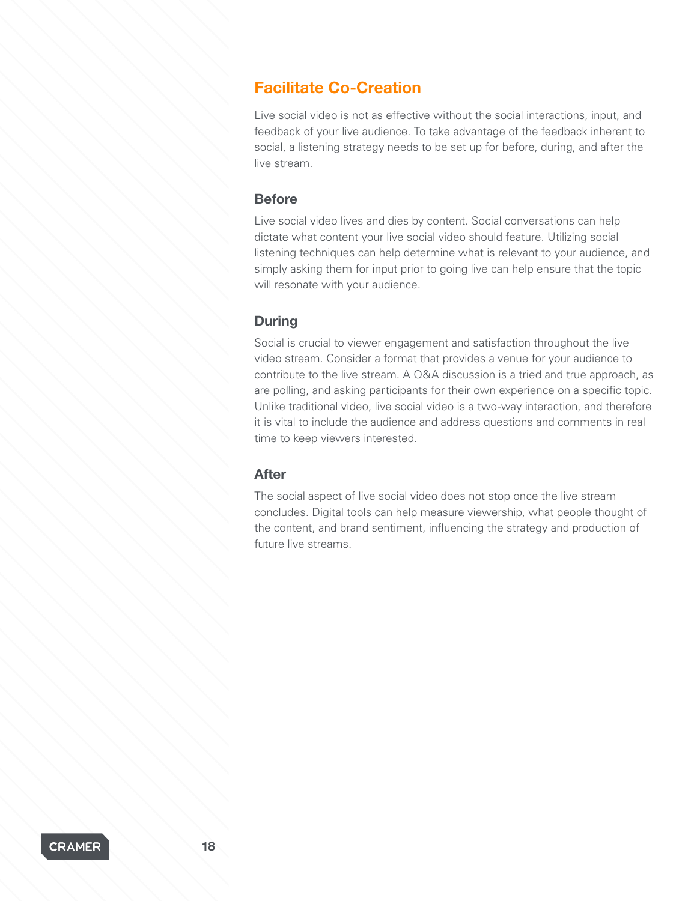## Facilitate Co-Creation

Live social video is not as effective without the social interactions, input, and feedback of your live audience. To take advantage of the feedback inherent to social, a listening strategy needs to be set up for before, during, and after the live stream.

### Before

Live social video lives and dies by content. Social conversations can help dictate what content your live social video should feature. Utilizing social listening techniques can help determine what is relevant to your audience, and simply asking them for input prior to going live can help ensure that the topic will resonate with your audience.

### During

Social is crucial to viewer engagement and satisfaction throughout the live video stream. Consider a format that provides a venue for your audience to contribute to the live stream. A Q&A discussion is a tried and true approach, as are polling, and asking participants for their own experience on a specific topic. Unlike traditional video, live social video is a two-way interaction, and therefore it is vital to include the audience and address questions and comments in real time to keep viewers interested.

### After

The social aspect of live social video does not stop once the live stream concludes. Digital tools can help measure viewership, what people thought of the content, and brand sentiment, influencing the strategy and production of future live streams.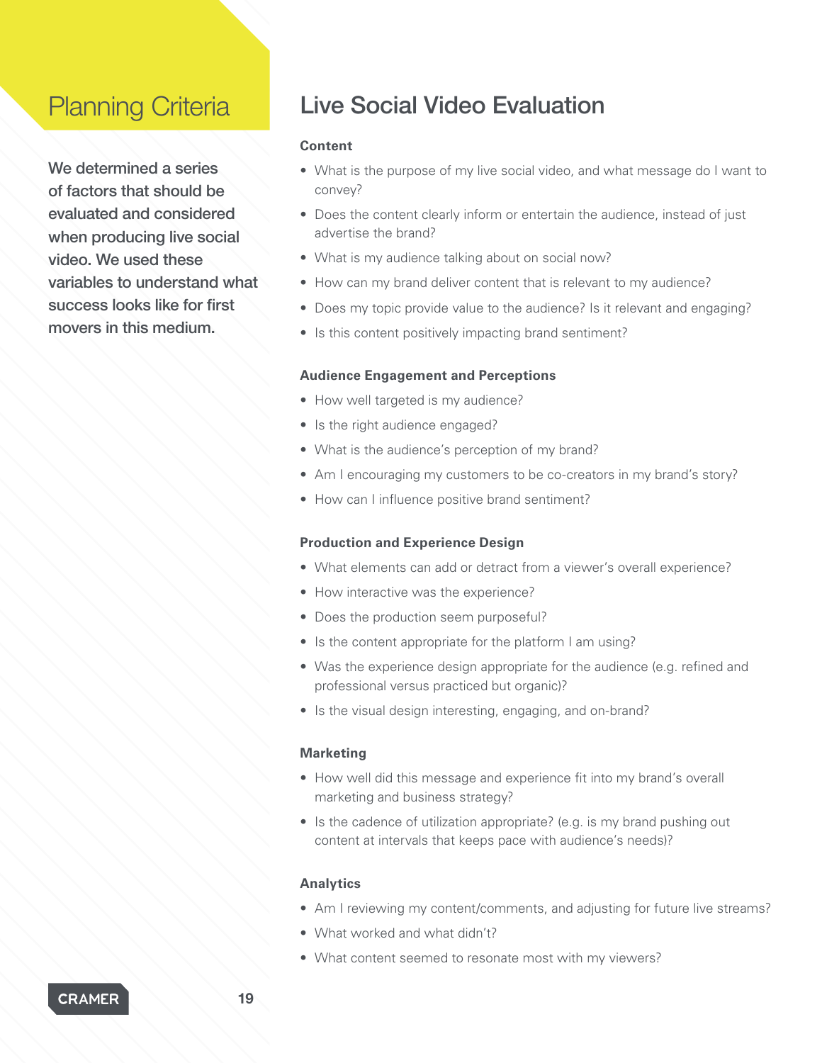## Planning Criteria

**We determined a series of factors that should be evaluated and considered when producing live social video. We used these variables to understand what success looks like for first movers in this medium.**

## Live Social Video Evaluation

**Content**

- What is the purpose of my live social video, and what message do I want to convey?
- Does the content clearly inform or entertain the audience, instead of just advertise the brand?
- What is my audience talking about on social now?
- How can my brand deliver content that is relevant to my audience?
- Does my topic provide value to the audience? Is it relevant and engaging?
- Is this content positively impacting brand sentiment?

**Audience Engagement and Perceptions**

- How well targeted is my audience?
- Is the right audience engaged?
- What is the audience's perception of my brand?
- Am I encouraging my customers to be co-creators in my brand's story?
- How can I influence positive brand sentiment?

**Production and Experience Design**

- What elements can add or detract from a viewer's overall experience?
- How interactive was the experience?
- Does the production seem purposeful?
- Is the content appropriate for the platform I am using?
- Was the experience design appropriate for the audience (e.g. refined and professional versus practiced but organic)?
- Is the visual design interesting, engaging, and on-brand?

**Marketing**

- How well did this message and experience fit into my brand's overall marketing and business strategy?
- Is the cadence of utilization appropriate? (e.g. is my brand pushing out content at intervals that keeps pace with audience's needs)?

**Analytics**

- Am I reviewing my content/comments, and adjusting for future live streams?
- What worked and what didn't?
- What content seemed to resonate most with my viewers?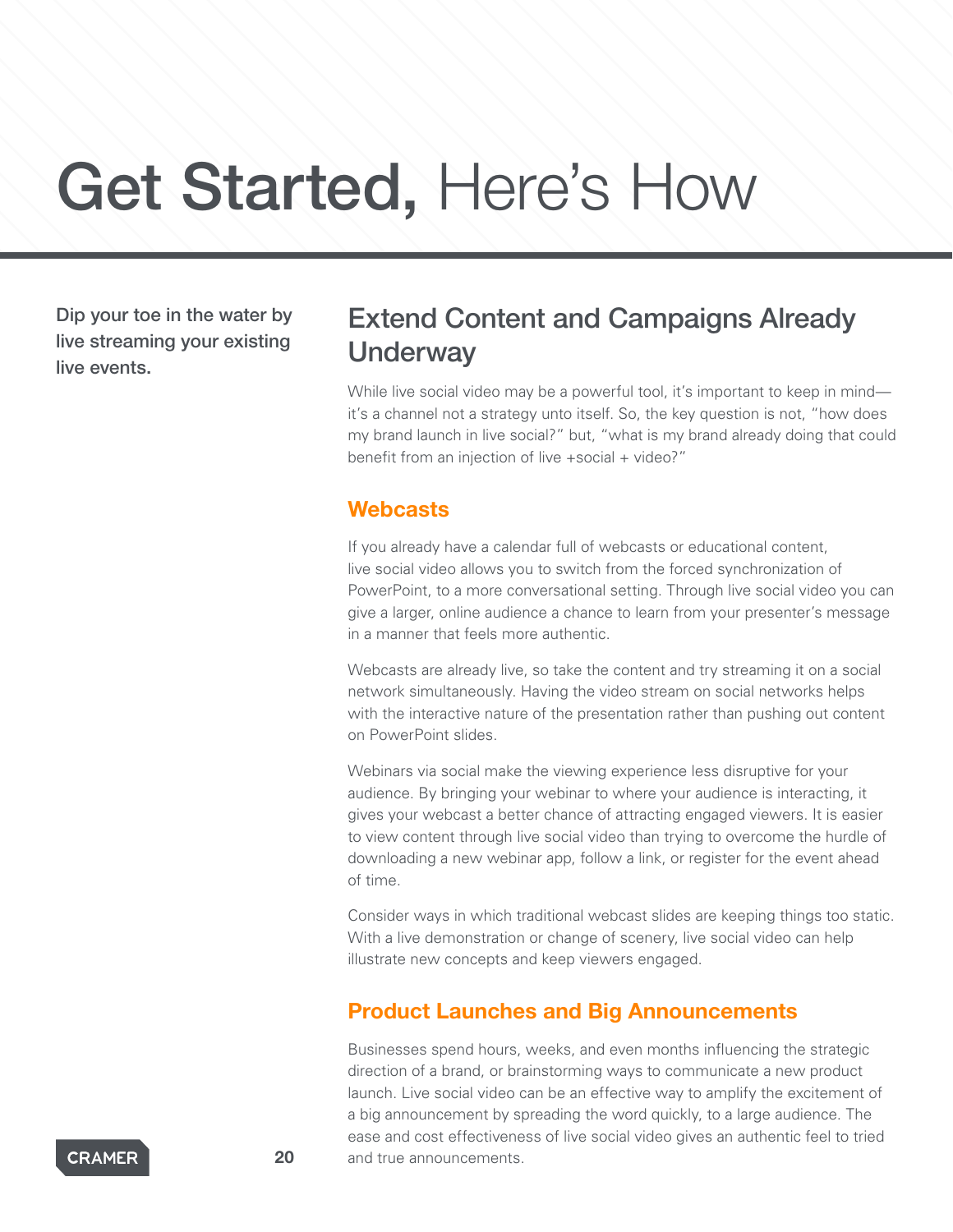# **Get Started,** Here's How

**Dip your toe in the water by live streaming your existing live events.**

## Extend Content and Campaigns Already Underway

While live social video may be a powerful tool, it's important to keep in mind—it's a channel not a strategy unto itself. So, the key question is not, "how does my brand launch in live social?" but, "what is my brand already doing that could benefit from an injection of live +social + video?"

### Webcasts

If you already have a calendar full of webcasts or educational content, live social video allows you to switch from the forced synchronization of PowerPoint, to a more conversational setting. Through live social video you can give a larger, online audience a chance to learn from your presenter's message in a manner that feels more authentic.

Webcasts are already live, so take the content and try streaming it on a social network simultaneously. Having the video stream on social networks helps with the interactive nature of the presentation rather than pushing out content on PowerPoint slides.

Webinars via social make the viewing experience less disruptive for your audience. By bringing your webinar to where your audience is interacting, it gives your webcast a better chance of attracting engaged viewers. It is easier to view content through live social video than trying to overcome the hurdle of downloading a new webinar app, follow a link, or register for the event ahead of time.

Consider ways in which traditional webcast slides are keeping things too static. With a live demonstration or change of scenery, live social video can help illustrate new concepts and keep viewers engaged.

### Product Launches and Big Announcements

Businesses spend hours, weeks, and even months influencing the strategic direction of a brand, or brainstorming ways to communicate a new product launch. Live social video can be an effective way to amplify the excitement of a big announcement by spreading the word quickly, to a large audience. The ease and cost effectiveness of live social video gives an authentic feel to tried and true announcements.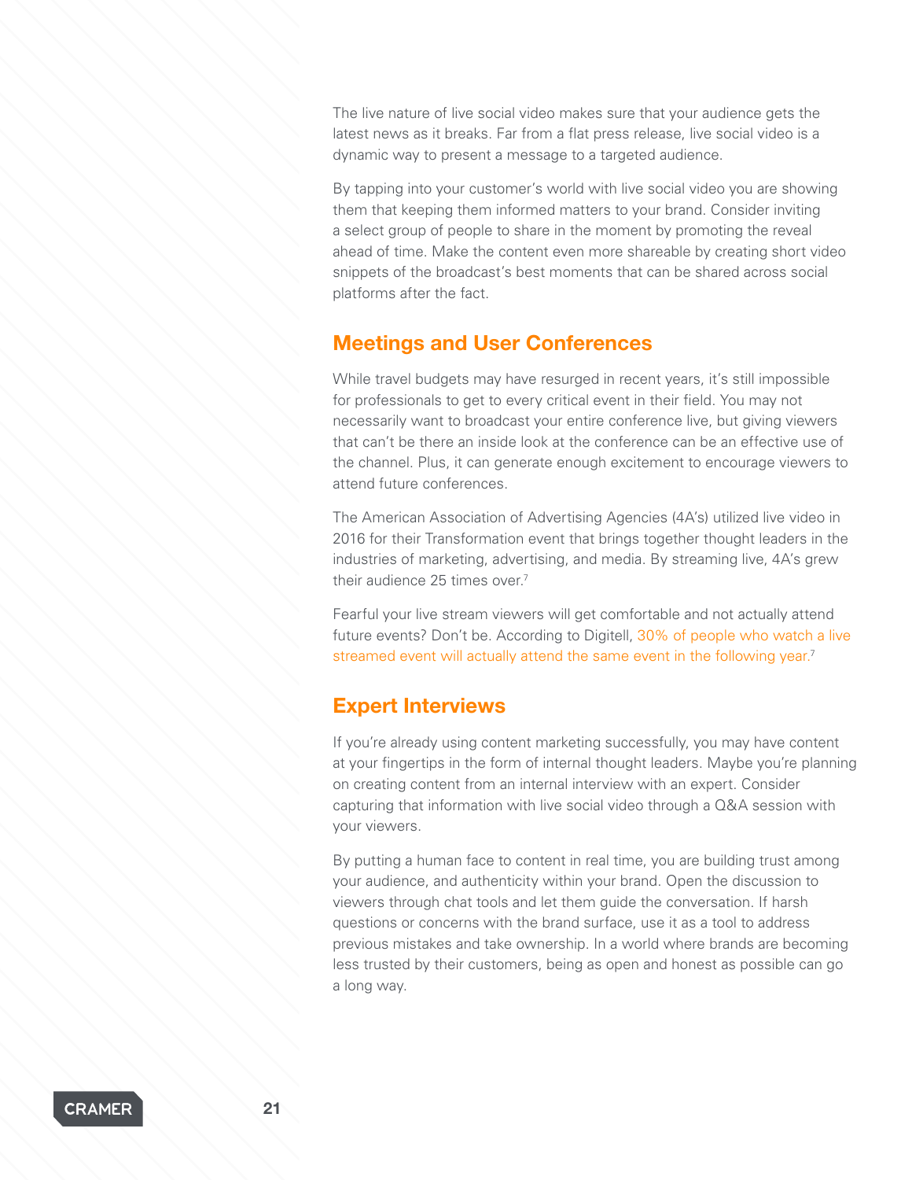The live nature of live social video makes sure that your audience gets the latest news as it breaks. Far from a flat press release, live social video is a dynamic way to present a message to a targeted audience.

By tapping into your customer's world with live social video you are showing them that keeping them informed matters to your brand. Consider inviting a select group of people to share in the moment by promoting the reveal ahead of time. Make the content even more shareable by creating short video snippets of the broadcast's best moments that can be shared across social platforms after the fact.

## Meetings and User Conferences

While travel budgets may have resurged in recent years, it's still impossible for professionals to get to every critical event in their field. You may not necessarily want to broadcast your entire conference live, but giving viewers that can't be there an inside look at the conference can be an effective use of the channel. Plus, it can generate enough excitement to encourage viewers to attend future conferences.

The American Association of Advertising Agencies (4A's) utilized live video in 2016 for their Transformation event that brings together thought leaders in the industries of marketing, advertising, and media. By streaming live, 4A's grew their audience 25 times over.[7]

Fearful your live stream viewers will get comfortable and not actually attend future events? Don't be. According to Digitell, 30% of people who watch a live streamed event will actually attend the same event in the following year.[7]

## Expert Interviews

If you're already using content marketing successfully, you may have content at your fingertips in the form of internal thought leaders. Maybe you're planning on creating content from an internal interview with an expert. Consider capturing that information with live social video through a Q&A session with your viewers.

By putting a human face to content in real time, you are building trust among your audience, and authenticity within your brand. Open the discussion to viewers through chat tools and let them guide the conversation. If harsh questions or concerns with the brand surface, use it as a tool to address previous mistakes and take ownership. In a world where brands are becoming less trusted by their customers, being as open and honest as possible can go a long way.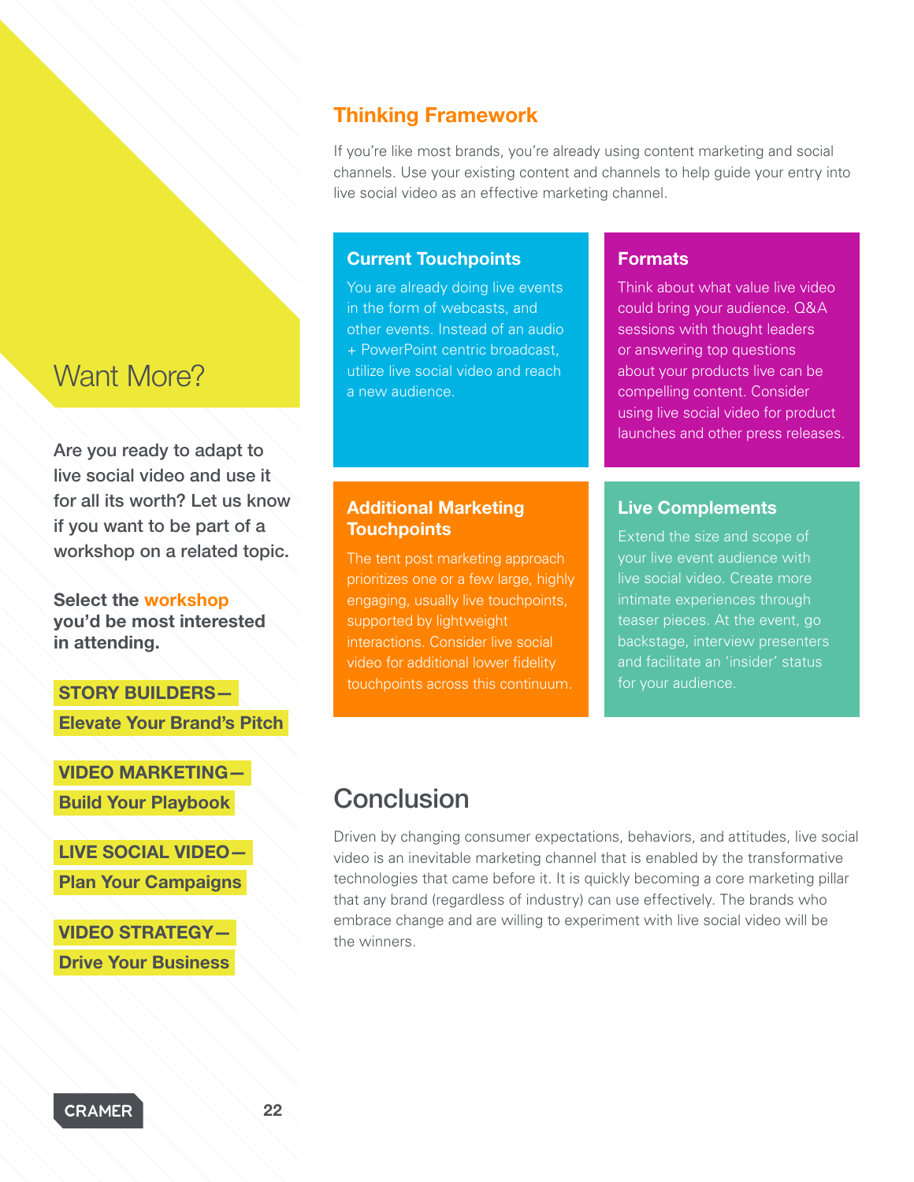## Want More?

**Are you ready to adapt to live social video and use it for all its worth? Let us know if you want to be part of a workshop on a related topic.**

**Select the workshop you'd be most interested in attending.**

**STORY BUILDERS— Elevate Your Brand's Pitch**

**VIDEO MARKETING— Build Your Playbook**

**LIVE SOCIAL VIDEO— Plan Your Campaigns**

**VIDEO STRATEGY— Drive Your Business**

## Thinking Framework

If you're like most brands, you're already using content marketing and social channels. Use your existing content and channels to help guide your entry into live social video as an effective marketing channel.

### Current Touchpoints

You are already doing live events in the form of webcasts, and other events. Instead of an audio + PowerPoint centric broadcast, utilize live social video and reach a new audience.

### Formats

Think about what value live video could bring your audience. Q&A sessions with thought leaders or answering top questions about your products live can be compelling content. Consider using live social video for product launches and other press releases.

### Additional Marketing Touchpoints

The tent post marketing approach prioritizes one or a few large, highly engaging, usually live touchpoints, supported by lightweight interactions. Consider live social video for additional lower fidelity touchpoints across this continuum.

### Live Complements

Extend the size and scope of your live event audience with live social video. Create more intimate experiences through teaser pieces. At the event, go backstage, interview presenters and facilitate an 'insider' status for your audience.

## Conclusion

Driven by changing consumer expectations, behaviors, and attitudes, live social video is an inevitable marketing channel that is enabled by the transformative technologies that came before it. It is quickly becoming a core marketing pillar that any brand (regardless of industry) can use effectively. The brands who embrace change and are willing to experiment with live social video will be the winners.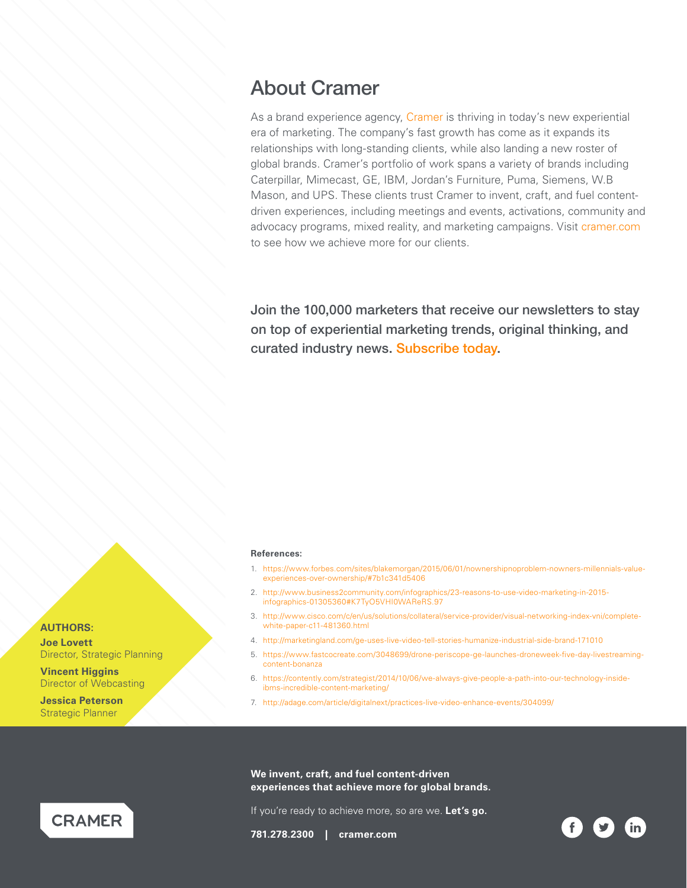## About Cramer

As a brand experience agency, Cramer is thriving in today's new experiential era of marketing. The company's fast growth has come as it expands its relationships with long-standing clients, while also landing a new roster of global brands. Cramer's portfolio of work spans a variety of brands including Caterpillar, Mimecast, GE, IBM, Jordan's Furniture, Puma, Siemens, W.B Mason, and UPS. These clients trust Cramer to invent, craft, and fuel content-driven experiences, including meetings and events, activations, community and advocacy programs, mixed reality, and marketing campaigns. Visit cramer.com to see how we achieve more for our clients.

**Join the 100,000 marketers that receive our newsletters to stay on top of experiential marketing trends, original thinking, and curated industry news. Subscribe today.**

**AUTHORS:**

**Joe Lovett**
Director, Strategic Planning

**Vincent Higgins**
Director of Webcasting

**Jessica Peterson**
Strategic Planner

**References:**

1. https://www.forbes.com/sites/blakemorgan/2015/06/01/nownershipnoproblem-nowners-millennials-value-experiences-over-ownership/#7b1c341d5406
2. http://www.business2community.com/infographics/23-reasons-to-use-video-marketing-in-2015-infographics-01305360#K7TyO5VHI0WAReRS.97
3. http://www.cisco.com/c/en/us/solutions/collateral/service-provider/visual-networking-index-vni/complete-white-paper-c11-481360.html
4. http://marketingland.com/ge-uses-live-video-tell-stories-humanize-industrial-side-brand-171010
5. https://www.fastcocreate.com/3048699/drone-periscope-ge-launches-droneweek-five-day-livestreaming-content-bonanza
6. https://contently.com/strategist/2014/10/06/we-always-give-people-a-path-into-our-technology-inside-ibms-incredible-content-marketing/
7. http://adage.com/article/digitalnext/practices-live-video-enhance-events/304099/

CRAMER

**We invent, craft, and fuel content-driven experiences that achieve more for global brands.**

If you're ready to achieve more, so are we. **Let's go.**

**781.278.2300 | cramer.com**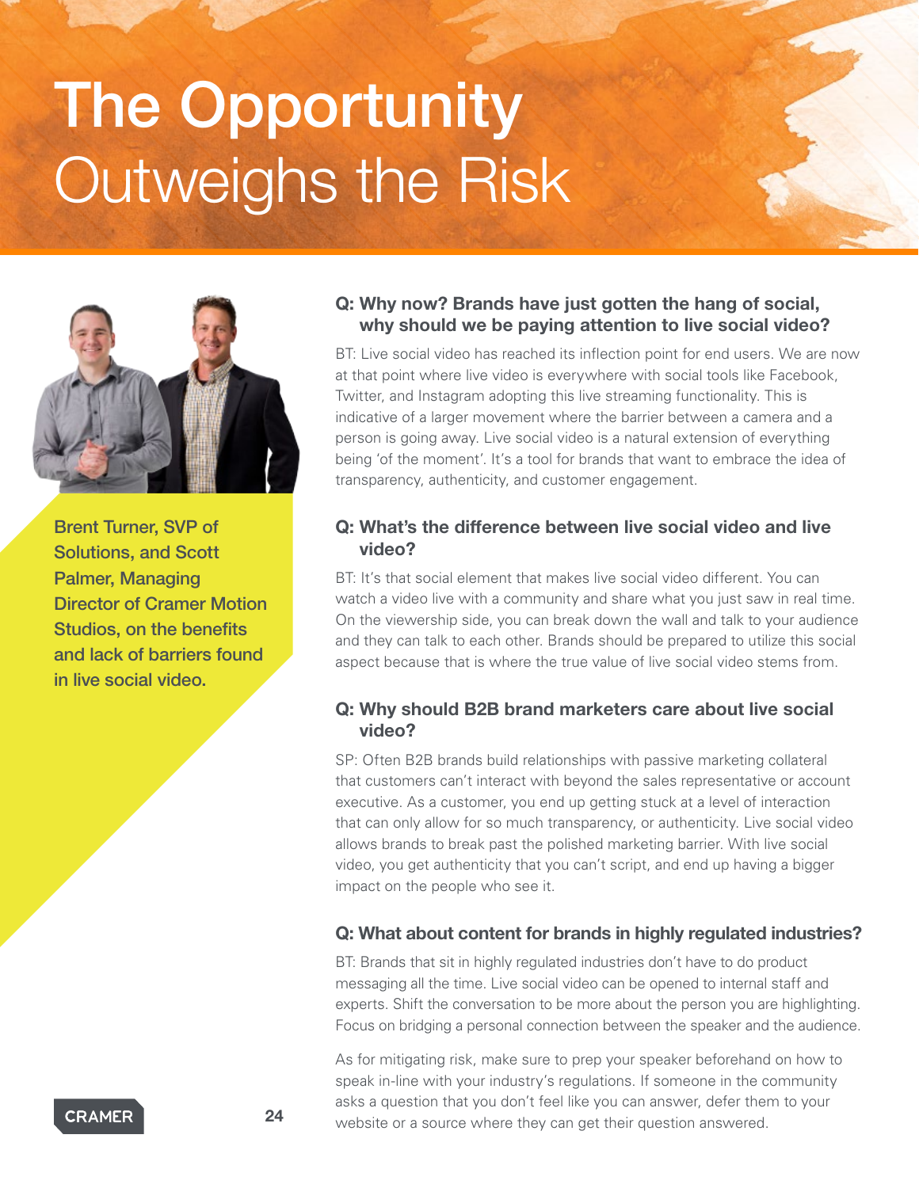# The Opportunity Outweighs the Risk

**Brent Turner, SVP of Solutions, and Scott Palmer, Managing Director of Cramer Motion Studios, on the benefits and lack of barriers found in live social video.**

### Q: Why now? Brands have just gotten the hang of social, why should we be paying attention to live social video?

BT: Live social video has reached its inflection point for end users. We are now at that point where live video is everywhere with social tools like Facebook, Twitter, and Instagram adopting this live streaming functionality. This is indicative of a larger movement where the barrier between a camera and a person is going away. Live social video is a natural extension of everything being 'of the moment'. It's a tool for brands that want to embrace the idea of transparency, authenticity, and customer engagement.

### Q: What's the difference between live social video and live video?

BT: It's that social element that makes live social video different. You can watch a video live with a community and share what you just saw in real time. On the viewership side, you can break down the wall and talk to your audience and they can talk to each other. Brands should be prepared to utilize this social aspect because that is where the true value of live social video stems from.

### Q: Why should B2B brand marketers care about live social video?

SP: Often B2B brands build relationships with passive marketing collateral that customers can't interact with beyond the sales representative or account executive. As a customer, you end up getting stuck at a level of interaction that can only allow for so much transparency, or authenticity. Live social video allows brands to break past the polished marketing barrier. With live social video, you get authenticity that you can't script, and end up having a bigger impact on the people who see it.

### Q: What about content for brands in highly regulated industries?

BT: Brands that sit in highly regulated industries don't have to do product messaging all the time. Live social video can be opened to internal staff and experts. Shift the conversation to be more about the person you are highlighting. Focus on bridging a personal connection between the speaker and the audience.

As for mitigating risk, make sure to prep your speaker beforehand on how to speak in-line with your industry's regulations. If someone in the community asks a question that you don't feel like you can answer, defer them to your website or a source where they can get their question answered.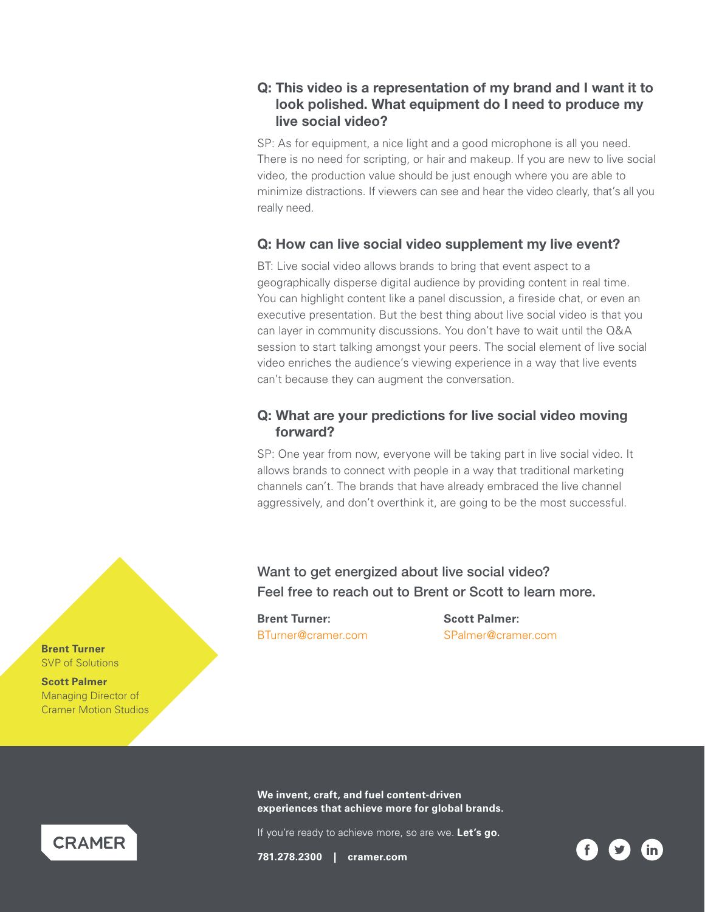### Q: This video is a representation of my brand and I want it to look polished. What equipment do I need to produce my live social video?

SP: As for equipment, a nice light and a good microphone is all you need. There is no need for scripting, or hair and makeup. If you are new to live social video, the production value should be just enough where you are able to minimize distractions. If viewers can see and hear the video clearly, that's all you really need.

### Q: How can live social video supplement my live event?

BT: Live social video allows brands to bring that event aspect to a geographically disperse digital audience by providing content in real time. You can highlight content like a panel discussion, a fireside chat, or even an executive presentation. But the best thing about live social video is that you can layer in community discussions. You don't have to wait until the Q&A session to start talking amongst your peers. The social element of live social video enriches the audience's viewing experience in a way that live events can't because they can augment the conversation.

### Q: What are your predictions for live social video moving forward?

SP: One year from now, everyone will be taking part in live social video. It allows brands to connect with people in a way that traditional marketing channels can't. The brands that have already embraced the live channel aggressively, and don't overthink it, are going to be the most successful.

**Brent Turner**
SVP of Solutions

**Scott Palmer**
Managing Director of Cramer Motion Studios

Want to get energized about live social video?
Feel free to reach out to Brent or Scott to learn more.

**Brent Turner:**
BTurner@cramer.com

**Scott Palmer:**
SPalmer@cramer.com

CRAMER

**We invent, craft, and fuel content-driven experiences that achieve more for global brands.**

If you're ready to achieve more, so are we. **Let's go.**

**781.278.2300 | cramer.com**